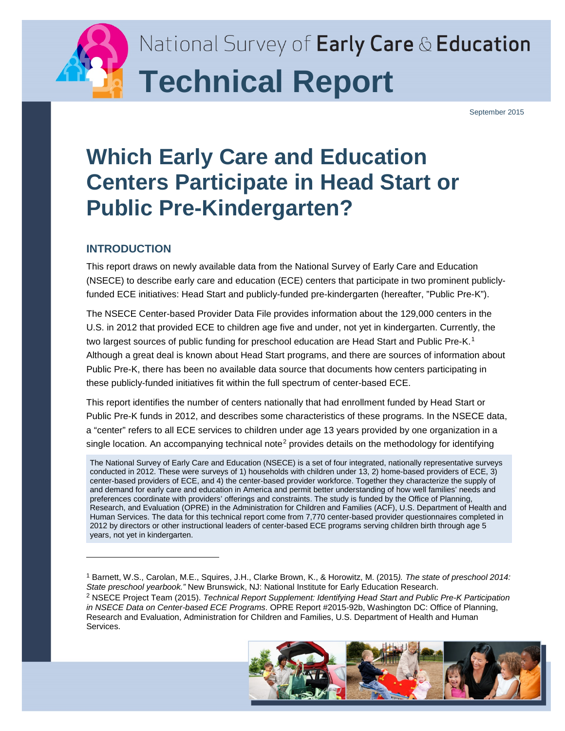National Survey of **Early Care** & **Education**

# Technical Report

September 2015

# Which Early Care and Education Centers Participate in Head Start or Public Pre-Kindergarten?

## INTRODUCTION

This report draws on newly available data from the National Survey of Early Care and Education (NSECE) to describe early care and education (ECE) centers that participate in two prominent publicly-funded ECE initiatives: Head Start and publicly-funded pre-kindergarten (hereafter, "Public Pre-K").

The NSECE Center-based Provider Data File provides information about the 129,000 centers in the U.S. in 2012 that provided ECE to children age five and under, not yet in kindergarten. Currently, the two largest sources of public funding for preschool education are Head Start and Public Pre-K.[1] Although a great deal is known about Head Start programs, and there are sources of information about Public Pre-K, there has been no available data source that documents how centers participating in these publicly-funded initiatives fit within the full spectrum of center-based ECE.

This report identifies the number of centers nationally that had enrollment funded by Head Start or Public Pre-K funds in 2012, and describes some characteristics of these programs. In the NSECE data, a "center" refers to all ECE services to children under age 13 years provided by one organization in a single location. An accompanying technical note[2] provides details on the methodology for identifying

The National Survey of Early Care and Education (NSECE) is a set of four integrated, nationally representative surveys conducted in 2012. These were surveys of 1) households with children under 13, 2) home-based providers of ECE, 3) center-based providers of ECE, and 4) the center-based provider workforce. Together they characterize the supply of and demand for early care and education in America and permit better understanding of how well families' needs and preferences coordinate with providers' offerings and constraints. The study is funded by the Office of Planning, Research, and Evaluation (OPRE) in the Administration for Children and Families (ACF), U.S. Department of Health and Human Services. The data for this technical report come from 7,770 center-based provider questionnaires completed in 2012 by directors or other instructional leaders of center-based ECE programs serving children birth through age 5 years, not yet in kindergarten.

---

[1] Barnett, W.S., Carolan, M.E., Squires, J.H., Clarke Brown, K., & Horowitz, M. (2015*). The state of preschool 2014: State preschool yearbook."* New Brunswick, NJ: National Institute for Early Education Research.

[2] NSECE Project Team (2015). *Technical Report Supplement: Identifying Head Start and Public Pre-K Participation in NSECE Data on Center-based ECE Programs*. OPRE Report #2015-92b, Washington DC: Office of Planning, Research and Evaluation, Administration for Children and Families, U.S. Department of Health and Human Services.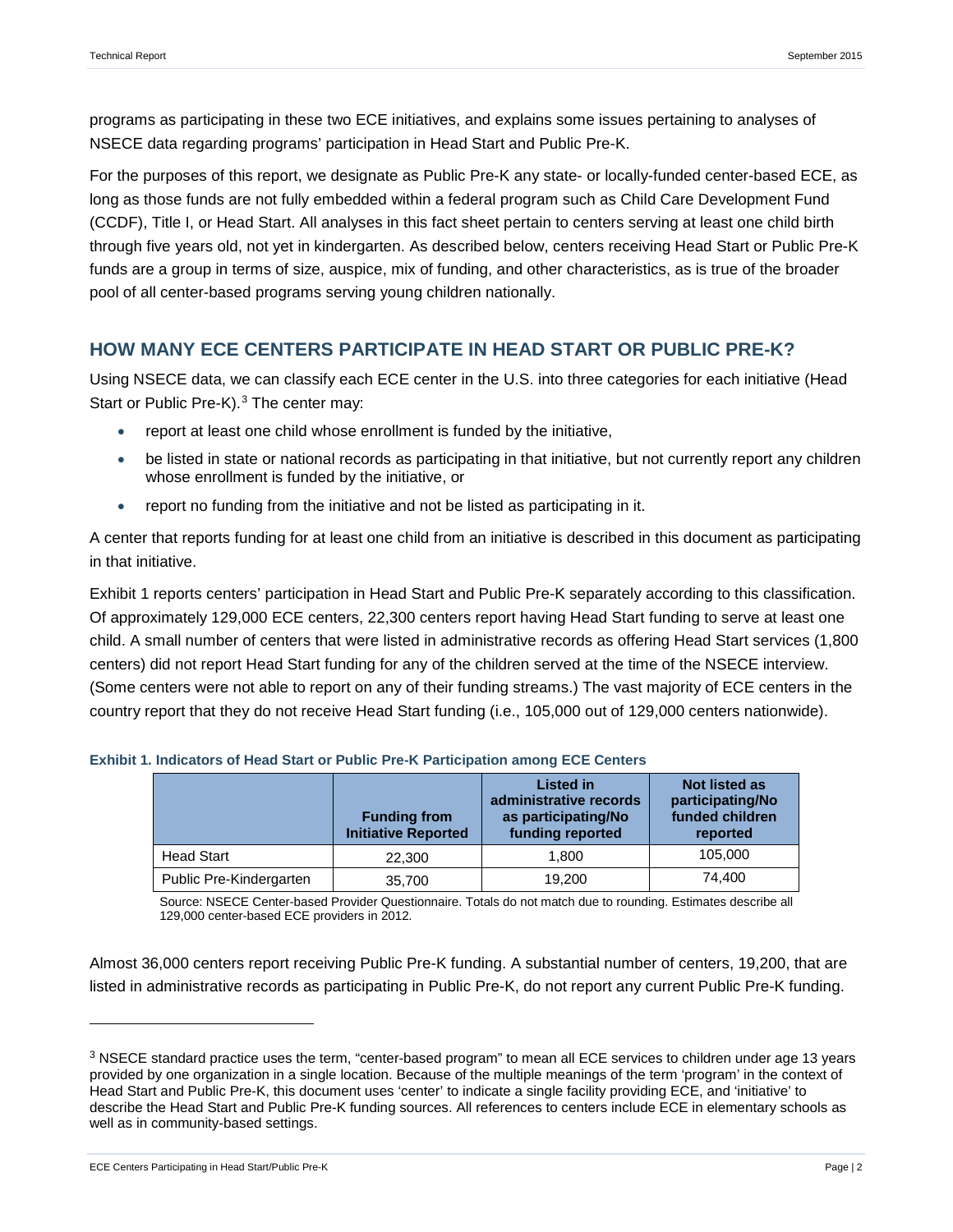programs as participating in these two ECE initiatives, and explains some issues pertaining to analyses of NSECE data regarding programs' participation in Head Start and Public Pre-K.

For the purposes of this report, we designate as Public Pre-K any state- or locally-funded center-based ECE, as long as those funds are not fully embedded within a federal program such as Child Care Development Fund (CCDF), Title I, or Head Start. All analyses in this fact sheet pertain to centers serving at least one child birth through five years old, not yet in kindergarten. As described below, centers receiving Head Start or Public Pre-K funds are a group in terms of size, auspice, mix of funding, and other characteristics, as is true of the broader pool of all center-based programs serving young children nationally.

## HOW MANY ECE CENTERS PARTICIPATE IN HEAD START OR PUBLIC PRE-K?

Using NSECE data, we can classify each ECE center in the U.S. into three categories for each initiative (Head Start or Public Pre-K).[3] The center may:

- report at least one child whose enrollment is funded by the initiative,
- be listed in state or national records as participating in that initiative, but not currently report any children whose enrollment is funded by the initiative, or
- report no funding from the initiative and not be listed as participating in it.

A center that reports funding for at least one child from an initiative is described in this document as participating in that initiative.

Exhibit 1 reports centers' participation in Head Start and Public Pre-K separately according to this classification. Of approximately 129,000 ECE centers, 22,300 centers report having Head Start funding to serve at least one child. A small number of centers that were listed in administrative records as offering Head Start services (1,800 centers) did not report Head Start funding for any of the children served at the time of the NSECE interview. (Some centers were not able to report on any of their funding streams.) The vast majority of ECE centers in the country report that they do not receive Head Start funding (i.e., 105,000 out of 129,000 centers nationwide).

**Exhibit 1. Indicators of Head Start or Public Pre-K Participation among ECE Centers**

| | Funding from Initiative Reported | Listed in administrative records as participating/No funding reported | Not listed as participating/No funded children reported |
|---|---|---|---|
| Head Start | 22,300 | 1,800 | 105,000 |
| Public Pre-Kindergarten | 35,700 | 19,200 | 74,400 |

Source: NSECE Center-based Provider Questionnaire. Totals do not match due to rounding. Estimates describe all 129,000 center-based ECE providers in 2012.

Almost 36,000 centers report receiving Public Pre-K funding. A substantial number of centers, 19,200, that are listed in administrative records as participating in Public Pre-K, do not report any current Public Pre-K funding.

[3] NSECE standard practice uses the term, "center-based program" to mean all ECE services to children under age 13 years provided by one organization in a single location. Because of the multiple meanings of the term 'program' in the context of Head Start and Public Pre-K, this document uses 'center' to indicate a single facility providing ECE, and 'initiative' to describe the Head Start and Public Pre-K funding sources. All references to centers include ECE in elementary schools as well as in community-based settings.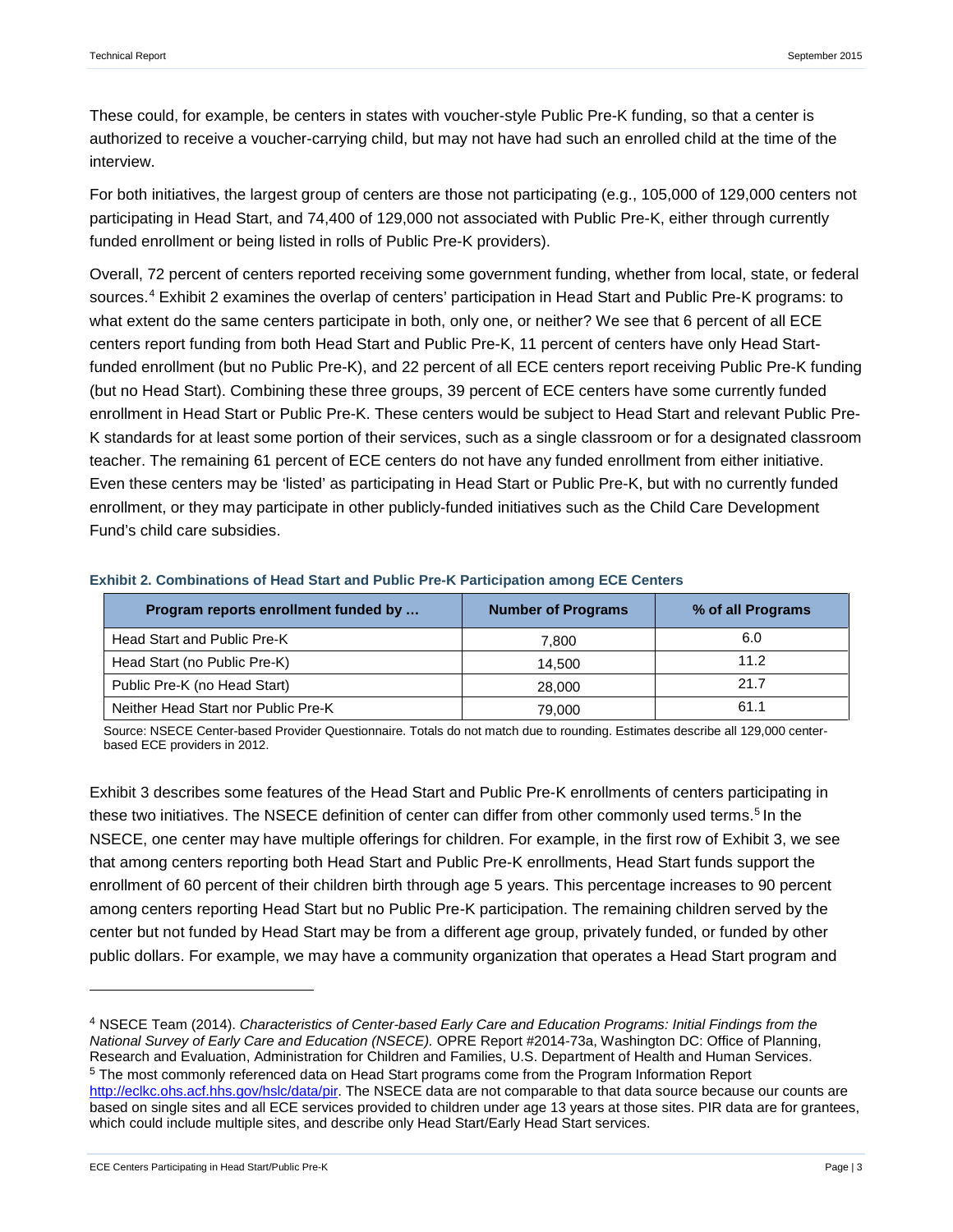These could, for example, be centers in states with voucher-style Public Pre-K funding, so that a center is authorized to receive a voucher-carrying child, but may not have had such an enrolled child at the time of the interview.

For both initiatives, the largest group of centers are those not participating (e.g., 105,000 of 129,000 centers not participating in Head Start, and 74,400 of 129,000 not associated with Public Pre-K, either through currently funded enrollment or being listed in rolls of Public Pre-K providers).

Overall, 72 percent of centers reported receiving some government funding, whether from local, state, or federal sources.[4] Exhibit 2 examines the overlap of centers' participation in Head Start and Public Pre-K programs: to what extent do the same centers participate in both, only one, or neither? We see that 6 percent of all ECE centers report funding from both Head Start and Public Pre-K, 11 percent of centers have only Head Start-funded enrollment (but no Public Pre-K), and 22 percent of all ECE centers report receiving Public Pre-K funding (but no Head Start). Combining these three groups, 39 percent of ECE centers have some currently funded enrollment in Head Start or Public Pre-K. These centers would be subject to Head Start and relevant Public Pre-K standards for at least some portion of their services, such as a single classroom or for a designated classroom teacher. The remaining 61 percent of ECE centers do not have any funded enrollment from either initiative. Even these centers may be 'listed' as participating in Head Start or Public Pre-K, but with no currently funded enrollment, or they may participate in other publicly-funded initiatives such as the Child Care Development Fund's child care subsidies.

**Exhibit 2. Combinations of Head Start and Public Pre-K Participation among ECE Centers**

| Program reports enrollment funded by … | Number of Programs | % of all Programs |
|---|---|---|
| Head Start and Public Pre-K | 7,800 | 6.0 |
| Head Start (no Public Pre-K) | 14,500 | 11.2 |
| Public Pre-K (no Head Start) | 28,000 | 21.7 |
| Neither Head Start nor Public Pre-K | 79,000 | 61.1 |

Source: NSECE Center-based Provider Questionnaire. Totals do not match due to rounding. Estimates describe all 129,000 center-based ECE providers in 2012.

Exhibit 3 describes some features of the Head Start and Public Pre-K enrollments of centers participating in these two initiatives. The NSECE definition of center can differ from other commonly used terms.[5] In the NSECE, one center may have multiple offerings for children. For example, in the first row of Exhibit 3, we see that among centers reporting both Head Start and Public Pre-K enrollments, Head Start funds support the enrollment of 60 percent of their children birth through age 5 years. This percentage increases to 90 percent among centers reporting Head Start but no Public Pre-K participation. The remaining children served by the center but not funded by Head Start may be from a different age group, privately funded, or funded by other public dollars. For example, we may have a community organization that operates a Head Start program and

---

[4] NSECE Team (2014). *Characteristics of Center-based Early Care and Education Programs: Initial Findings from the National Survey of Early Care and Education (NSECE).* OPRE Report #2014-73a, Washington DC: Office of Planning, Research and Evaluation, Administration for Children and Families, U.S. Department of Health and Human Services.

[5] The most commonly referenced data on Head Start programs come from the Program Information Report http://eclkc.ohs.acf.hhs.gov/hslc/data/pir. The NSECE data are not comparable to that data source because our counts are based on single sites and all ECE services provided to children under age 13 years at those sites. PIR data are for grantees, which could include multiple sites, and describe only Head Start/Early Head Start services.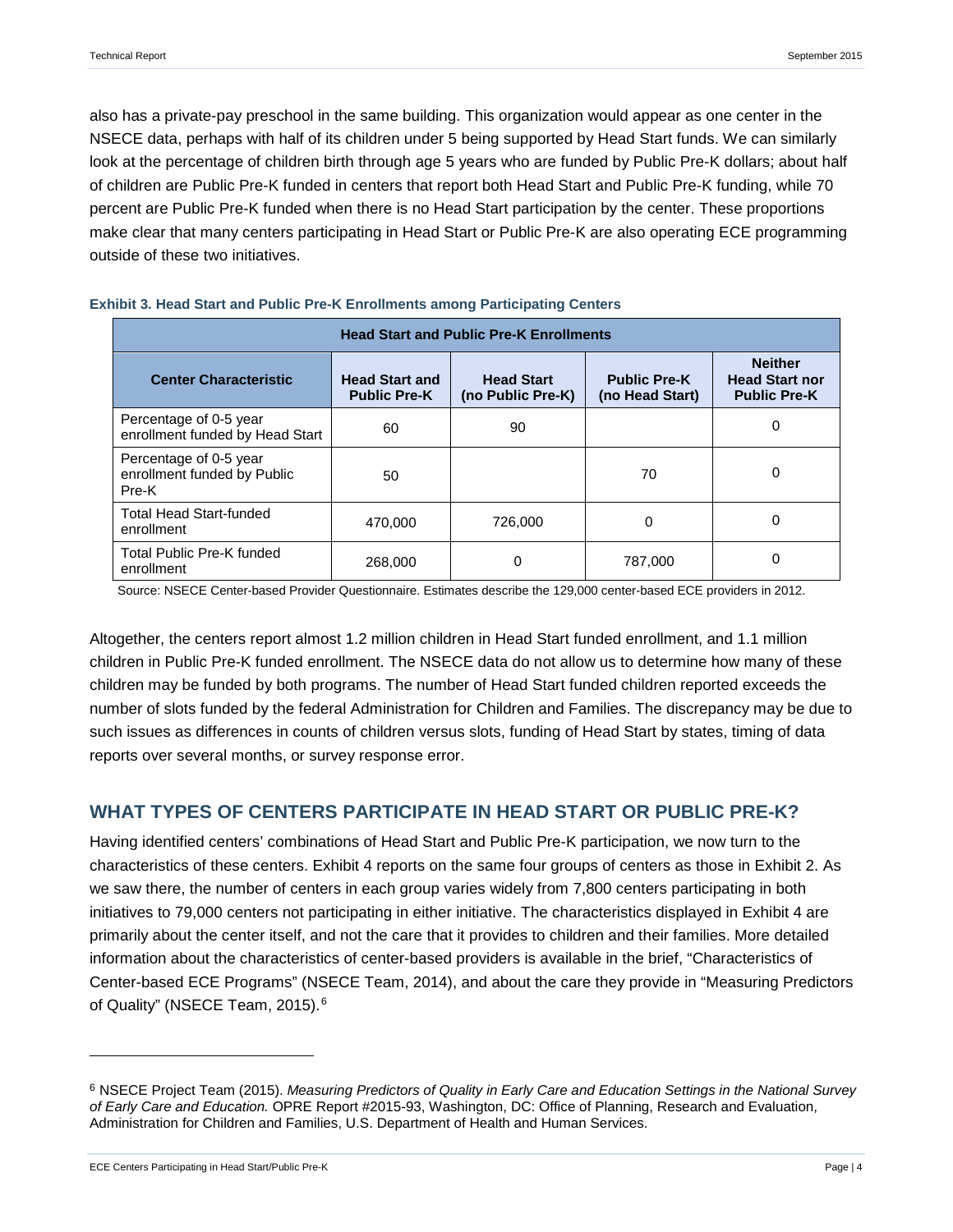also has a private-pay preschool in the same building. This organization would appear as one center in the NSECE data, perhaps with half of its children under 5 being supported by Head Start funds. We can similarly look at the percentage of children birth through age 5 years who are funded by Public Pre-K dollars; about half of children are Public Pre-K funded in centers that report both Head Start and Public Pre-K funding, while 70 percent are Public Pre-K funded when there is no Head Start participation by the center. These proportions make clear that many centers participating in Head Start or Public Pre-K are also operating ECE programming outside of these two initiatives.

**Exhibit 3. Head Start and Public Pre-K Enrollments among Participating Centers**

| | Head Start and Public Pre-K Enrollments | | | |
|---|---|---|---|---|
| **Center Characteristic** | **Head Start and Public Pre-K** | **Head Start (no Public Pre-K)** | **Public Pre-K (no Head Start)** | **Neither Head Start nor Public Pre-K** |
| Percentage of 0-5 year enrollment funded by Head Start | 60 | 90 | | 0 |
| Percentage of 0-5 year enrollment funded by Public Pre-K | 50 | | 70 | 0 |
| Total Head Start-funded enrollment | 470,000 | 726,000 | 0 | 0 |
| Total Public Pre-K funded enrollment | 268,000 | 0 | 787,000 | 0 |

Source: NSECE Center-based Provider Questionnaire. Estimates describe the 129,000 center-based ECE providers in 2012.

Altogether, the centers report almost 1.2 million children in Head Start funded enrollment, and 1.1 million children in Public Pre-K funded enrollment. The NSECE data do not allow us to determine how many of these children may be funded by both programs. The number of Head Start funded children reported exceeds the number of slots funded by the federal Administration for Children and Families. The discrepancy may be due to such issues as differences in counts of children versus slots, funding of Head Start by states, timing of data reports over several months, or survey response error.

## WHAT TYPES OF CENTERS PARTICIPATE IN HEAD START OR PUBLIC PRE-K?

Having identified centers' combinations of Head Start and Public Pre-K participation, we now turn to the characteristics of these centers. Exhibit 4 reports on the same four groups of centers as those in Exhibit 2. As we saw there, the number of centers in each group varies widely from 7,800 centers participating in both initiatives to 79,000 centers not participating in either initiative. The characteristics displayed in Exhibit 4 are primarily about the center itself, and not the care that it provides to children and their families. More detailed information about the characteristics of center-based providers is available in the brief, "Characteristics of Center-based ECE Programs" (NSECE Team, 2014), and about the care they provide in "Measuring Predictors of Quality" (NSECE Team, 2015).[6]

---

[6] NSECE Project Team (2015). *Measuring Predictors of Quality in Early Care and Education Settings in the National Survey of Early Care and Education.* OPRE Report #2015-93, Washington, DC: Office of Planning, Research and Evaluation, Administration for Children and Families, U.S. Department of Health and Human Services.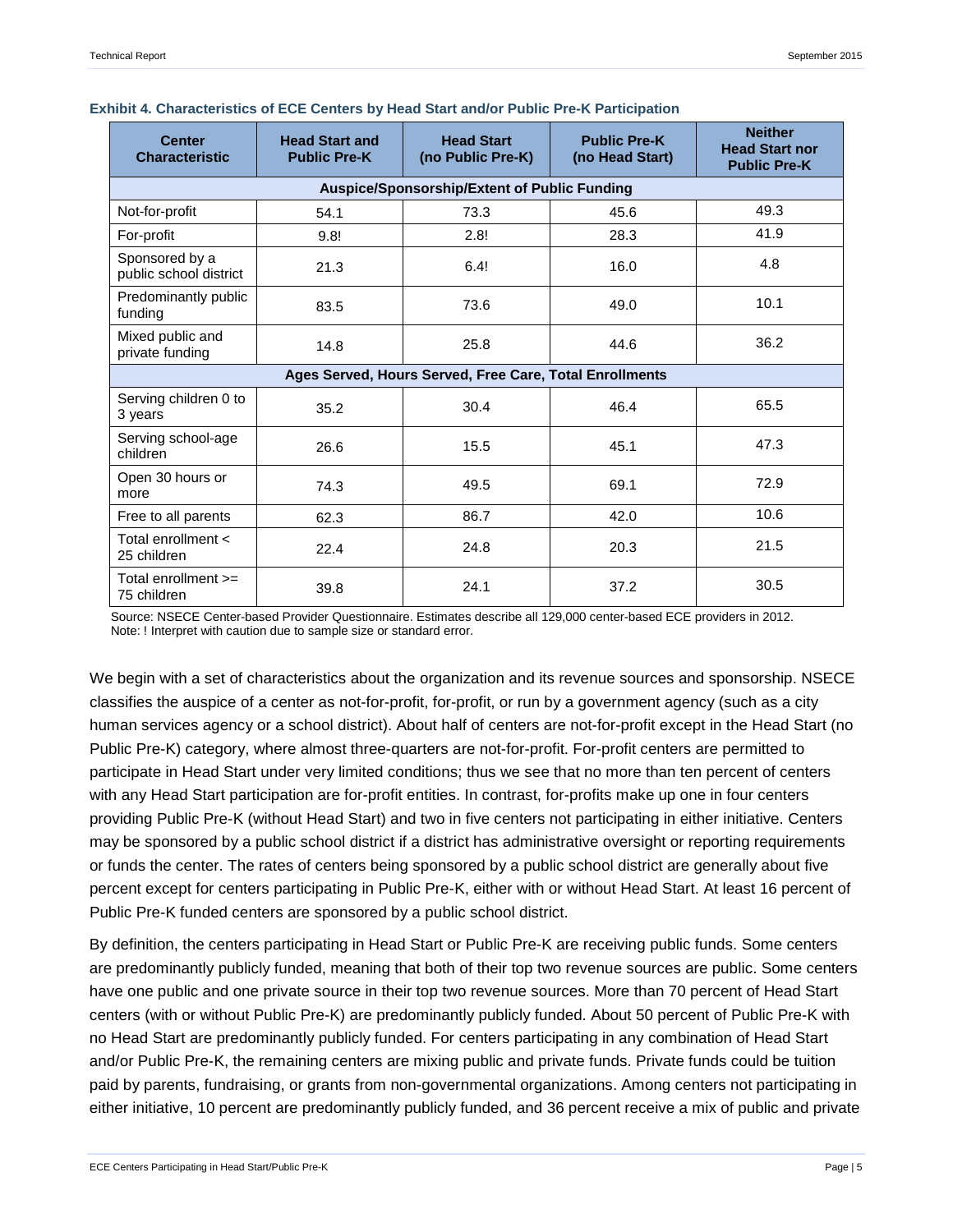**Exhibit 4. Characteristics of ECE Centers by Head Start and/or Public Pre-K Participation**

| Center Characteristic | Head Start and Public Pre-K | Head Start (no Public Pre-K) | Public Pre-K (no Head Start) | Neither Head Start nor Public Pre-K |
|---|---|---|---|---|
| **Auspice/Sponsorship/Extent of Public Funding** | | | | |
| Not-for-profit | 54.1 | 73.3 | 45.6 | 49.3 |
| For-profit | 9.8! | 2.8! | 28.3 | 41.9 |
| Sponsored by a public school district | 21.3 | 6.4! | 16.0 | 4.8 |
| Predominantly public funding | 83.5 | 73.6 | 49.0 | 10.1 |
| Mixed public and private funding | 14.8 | 25.8 | 44.6 | 36.2 |
| **Ages Served, Hours Served, Free Care, Total Enrollments** | | | | |
| Serving children 0 to 3 years | 35.2 | 30.4 | 46.4 | 65.5 |
| Serving school-age children | 26.6 | 15.5 | 45.1 | 47.3 |
| Open 30 hours or more | 74.3 | 49.5 | 69.1 | 72.9 |
| Free to all parents | 62.3 | 86.7 | 42.0 | 10.6 |
| Total enrollment < 25 children | 22.4 | 24.8 | 20.3 | 21.5 |
| Total enrollment >= 75 children | 39.8 | 24.1 | 37.2 | 30.5 |

Source: NSECE Center-based Provider Questionnaire. Estimates describe all 129,000 center-based ECE providers in 2012.
Note: ! Interpret with caution due to sample size or standard error.

We begin with a set of characteristics about the organization and its revenue sources and sponsorship. NSECE classifies the auspice of a center as not-for-profit, for-profit, or run by a government agency (such as a city human services agency or a school district). About half of centers are not-for-profit except in the Head Start (no Public Pre-K) category, where almost three-quarters are not-for-profit. For-profit centers are permitted to participate in Head Start under very limited conditions; thus we see that no more than ten percent of centers with any Head Start participation are for-profit entities. In contrast, for-profits make up one in four centers providing Public Pre-K (without Head Start) and two in five centers not participating in either initiative. Centers may be sponsored by a public school district if a district has administrative oversight or reporting requirements or funds the center. The rates of centers being sponsored by a public school district are generally about five percent except for centers participating in Public Pre-K, either with or without Head Start. At least 16 percent of Public Pre-K funded centers are sponsored by a public school district.

By definition, the centers participating in Head Start or Public Pre-K are receiving public funds. Some centers are predominantly publicly funded, meaning that both of their top two revenue sources are public. Some centers have one public and one private source in their top two revenue sources. More than 70 percent of Head Start centers (with or without Public Pre-K) are predominantly publicly funded. About 50 percent of Public Pre-K with no Head Start are predominantly publicly funded. For centers participating in any combination of Head Start and/or Public Pre-K, the remaining centers are mixing public and private funds. Private funds could be tuition paid by parents, fundraising, or grants from non-governmental organizations. Among centers not participating in either initiative, 10 percent are predominantly publicly funded, and 36 percent receive a mix of public and private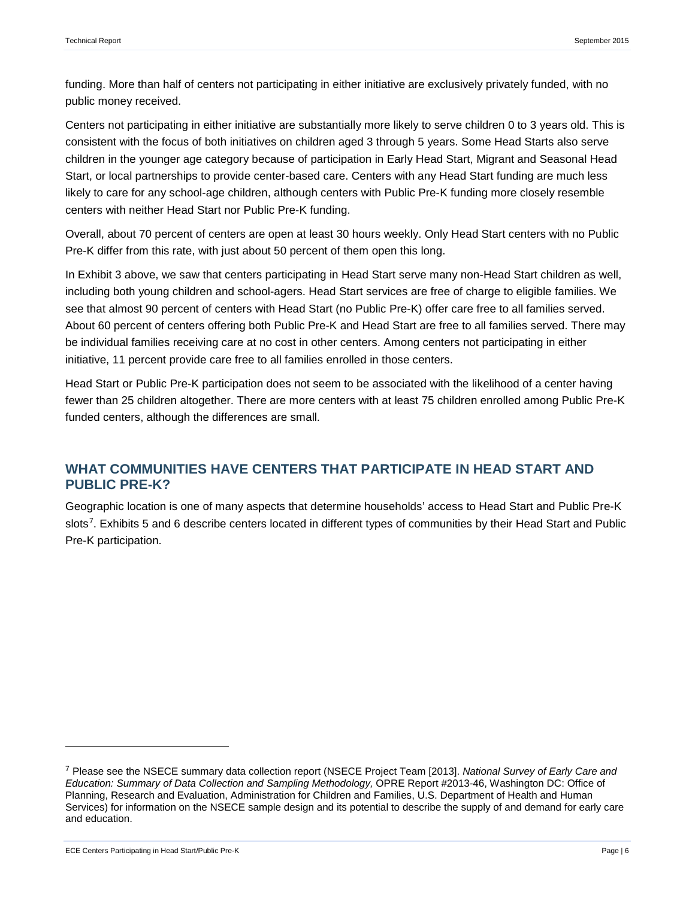funding. More than half of centers not participating in either initiative are exclusively privately funded, with no public money received.

Centers not participating in either initiative are substantially more likely to serve children 0 to 3 years old. This is consistent with the focus of both initiatives on children aged 3 through 5 years. Some Head Starts also serve children in the younger age category because of participation in Early Head Start, Migrant and Seasonal Head Start, or local partnerships to provide center-based care. Centers with any Head Start funding are much less likely to care for any school-age children, although centers with Public Pre-K funding more closely resemble centers with neither Head Start nor Public Pre-K funding.

Overall, about 70 percent of centers are open at least 30 hours weekly. Only Head Start centers with no Public Pre-K differ from this rate, with just about 50 percent of them open this long.

In Exhibit 3 above, we saw that centers participating in Head Start serve many non-Head Start children as well, including both young children and school-agers. Head Start services are free of charge to eligible families. We see that almost 90 percent of centers with Head Start (no Public Pre-K) offer care free to all families served. About 60 percent of centers offering both Public Pre-K and Head Start are free to all families served. There may be individual families receiving care at no cost in other centers. Among centers not participating in either initiative, 11 percent provide care free to all families enrolled in those centers.

Head Start or Public Pre-K participation does not seem to be associated with the likelihood of a center having fewer than 25 children altogether. There are more centers with at least 75 children enrolled among Public Pre-K funded centers, although the differences are small.

## WHAT COMMUNITIES HAVE CENTERS THAT PARTICIPATE IN HEAD START AND PUBLIC PRE-K?

Geographic location is one of many aspects that determine households' access to Head Start and Public Pre-K slots[7]. Exhibits 5 and 6 describe centers located in different types of communities by their Head Start and Public Pre-K participation.

---

[7] Please see the NSECE summary data collection report (NSECE Project Team [2013]. *National Survey of Early Care and Education: Summary of Data Collection and Sampling Methodology,* OPRE Report #2013-46, Washington DC: Office of Planning, Research and Evaluation, Administration for Children and Families, U.S. Department of Health and Human Services) for information on the NSECE sample design and its potential to describe the supply of and demand for early care and education.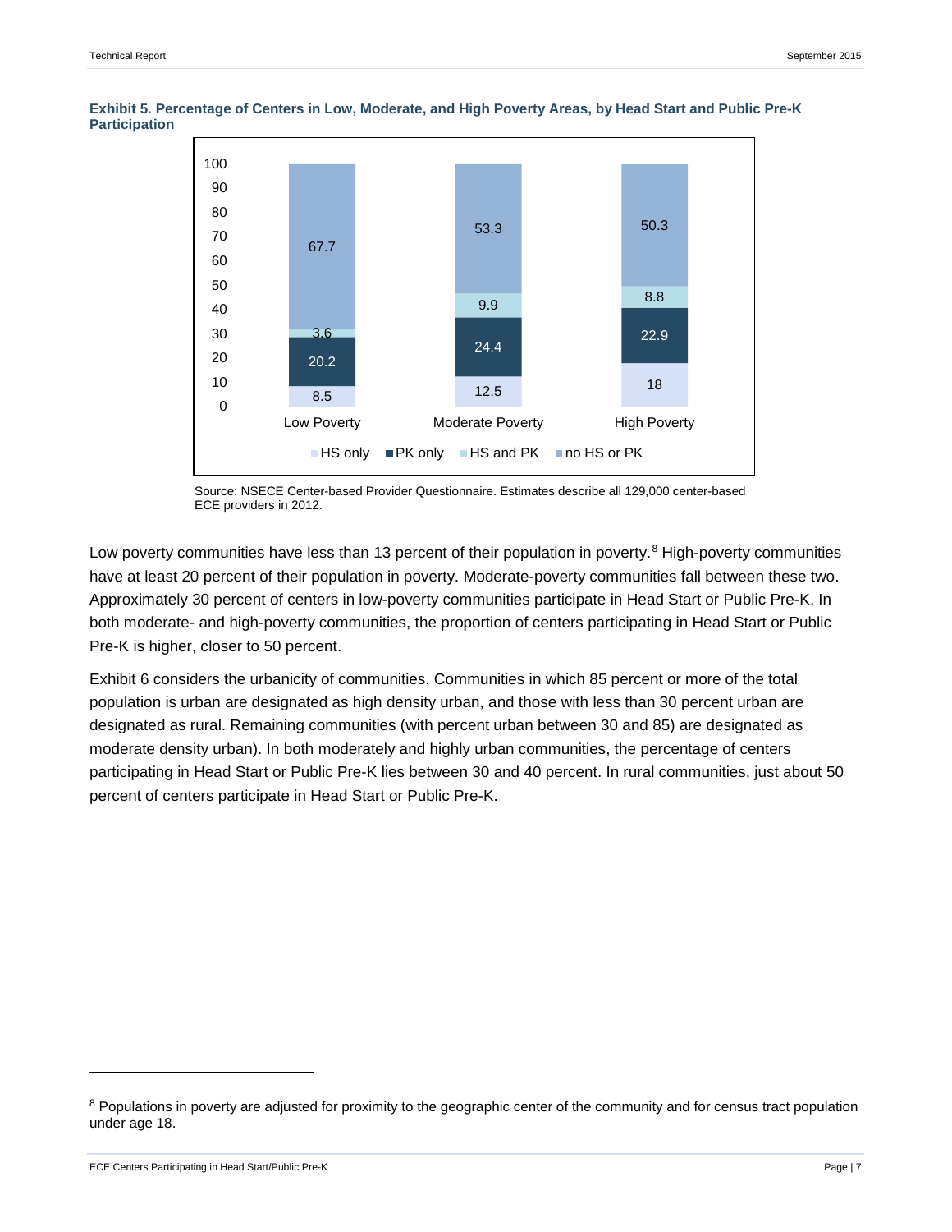**Exhibit 5. Percentage of Centers in Low, Moderate, and High Poverty Areas, by Head Start and Public Pre-K Participation**

| | Low Poverty | Moderate Poverty | High Poverty |
|---|---|---|---|
| HS only | 8.5 | 12.5 | 18 |
| PK only | 20.2 | 24.4 | 22.9 |
| HS and PK | 3.6 | 9.9 | 8.8 |
| no HS or PK | 67.7 | 53.3 | 50.3 |

Source: NSECE Center-based Provider Questionnaire. Estimates describe all 129,000 center-based ECE providers in 2012.

Low poverty communities have less than 13 percent of their population in poverty.[8] High-poverty communities have at least 20 percent of their population in poverty. Moderate-poverty communities fall between these two. Approximately 30 percent of centers in low-poverty communities participate in Head Start or Public Pre-K. In both moderate- and high-poverty communities, the proportion of centers participating in Head Start or Public Pre-K is higher, closer to 50 percent.

Exhibit 6 considers the urbanicity of communities. Communities in which 85 percent or more of the total population is urban are designated as high density urban, and those with less than 30 percent urban are designated as rural. Remaining communities (with percent urban between 30 and 85) are designated as moderate density urban). In both moderately and highly urban communities, the percentage of centers participating in Head Start or Public Pre-K lies between 30 and 40 percent. In rural communities, just about 50 percent of centers participate in Head Start or Public Pre-K.

---

[8] Populations in poverty are adjusted for proximity to the geographic center of the community and for census tract population under age 18.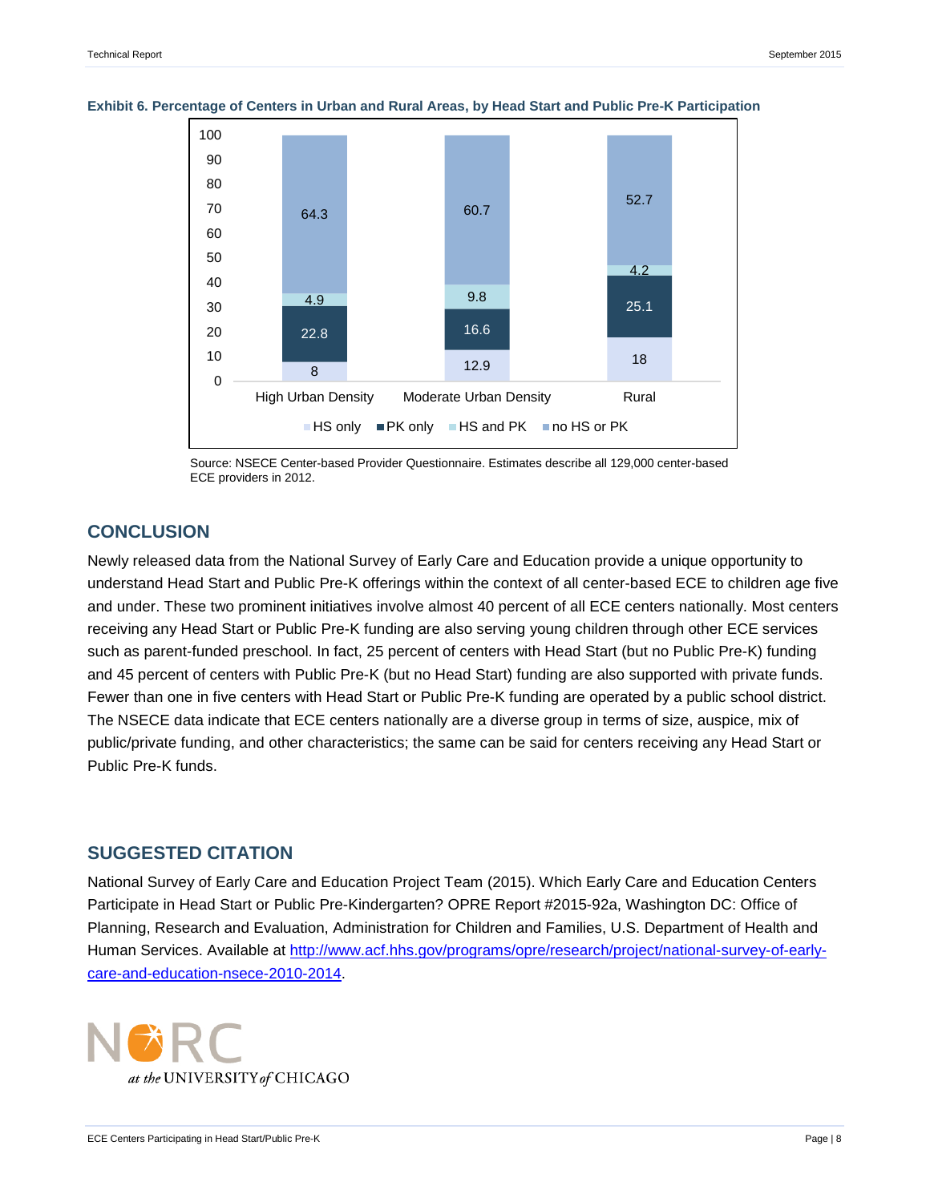**Exhibit 6. Percentage of Centers in Urban and Rural Areas, by Head Start and Public Pre-K Participation**

100
90
80
70
60
50
40
30
20
10
0

High Urban Density: 8, 22.8, 4.9, 64.3

Moderate Urban Density: 12.9, 16.6, 9.8, 60.7

Rural: 18, 25.1, 4.2, 52.7

HS only ■ PK only ■ HS and PK ■ no HS or PK

Source: NSECE Center-based Provider Questionnaire. Estimates describe all 129,000 center-based ECE providers in 2012.

## CONCLUSION

Newly released data from the National Survey of Early Care and Education provide a unique opportunity to understand Head Start and Public Pre-K offerings within the context of all center-based ECE to children age five and under. These two prominent initiatives involve almost 40 percent of all ECE centers nationally. Most centers receiving any Head Start or Public Pre-K funding are also serving young children through other ECE services such as parent-funded preschool. In fact, 25 percent of centers with Head Start (but no Public Pre-K) funding and 45 percent of centers with Public Pre-K (but no Head Start) funding are also supported with private funds. Fewer than one in five centers with Head Start or Public Pre-K funding are operated by a public school district. The NSECE data indicate that ECE centers nationally are a diverse group in terms of size, auspice, mix of public/private funding, and other characteristics; the same can be said for centers receiving any Head Start or Public Pre-K funds.

## SUGGESTED CITATION

National Survey of Early Care and Education Project Team (2015). Which Early Care and Education Centers Participate in Head Start or Public Pre-Kindergarten? OPRE Report #2015-92a, Washington DC: Office of Planning, Research and Evaluation, Administration for Children and Families, U.S. Department of Health and Human Services. Available at http://www.acf.hhs.gov/programs/opre/research/project/national-survey-of-early-care-and-education-nsece-2010-2014.

NORC at the UNIVERSITY of CHICAGO